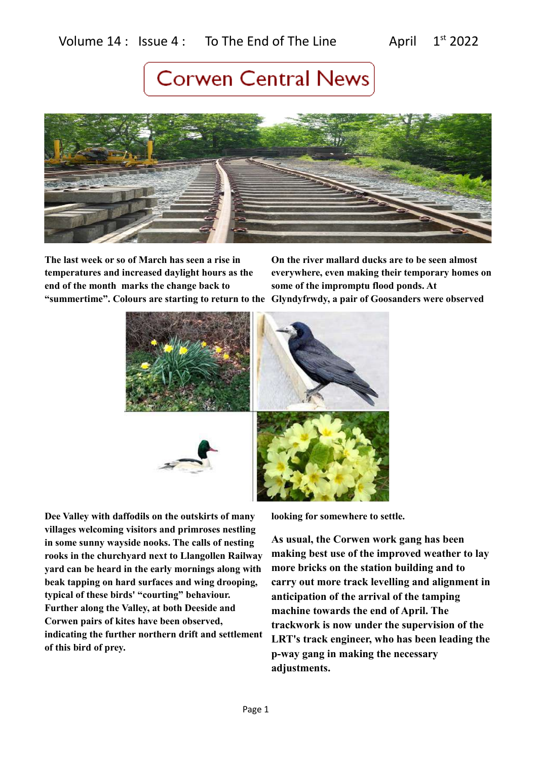Volume 14 : Issue 4 : To The End of The Line April 1st 2022

# Corwen Central News

**The last week or so of March has seen a rise in temperatures and increased daylight hours as the end of the month marks the change back to "summertime". Colours are starting to return to the Dee Valley with daffodils on the outskirts of many villages welcoming visitors and primroses nestling in some sunny wayside nooks. The calls of nesting rooks in the churchyard next to Llangollen Railway yard can be heard in the early mornings along with beak tapping on hard surfaces and wing drooping, typical of these birds' "courting" behaviour. Further along the Valley, at both Deeside and Corwen pairs of kites have been observed, indicating the further northern drift and settlement of this bird of prey.**

**On the river mallard ducks are to be seen almost everywhere, even making their temporary homes on some of the impromptu flood ponds. At Glyndyfrwdy, a pair of Goosanders were observed looking for somewhere to settle.**

**As usual, the Corwen work gang has been making best use of the improved weather to lay more bricks on the station building and to carry out more track levelling and alignment in anticipation of the arrival of the tamping machine towards the end of April. The trackwork is now under the supervision of the LRT's track engineer, who has been leading the p-way gang in making the necessary adjustments.**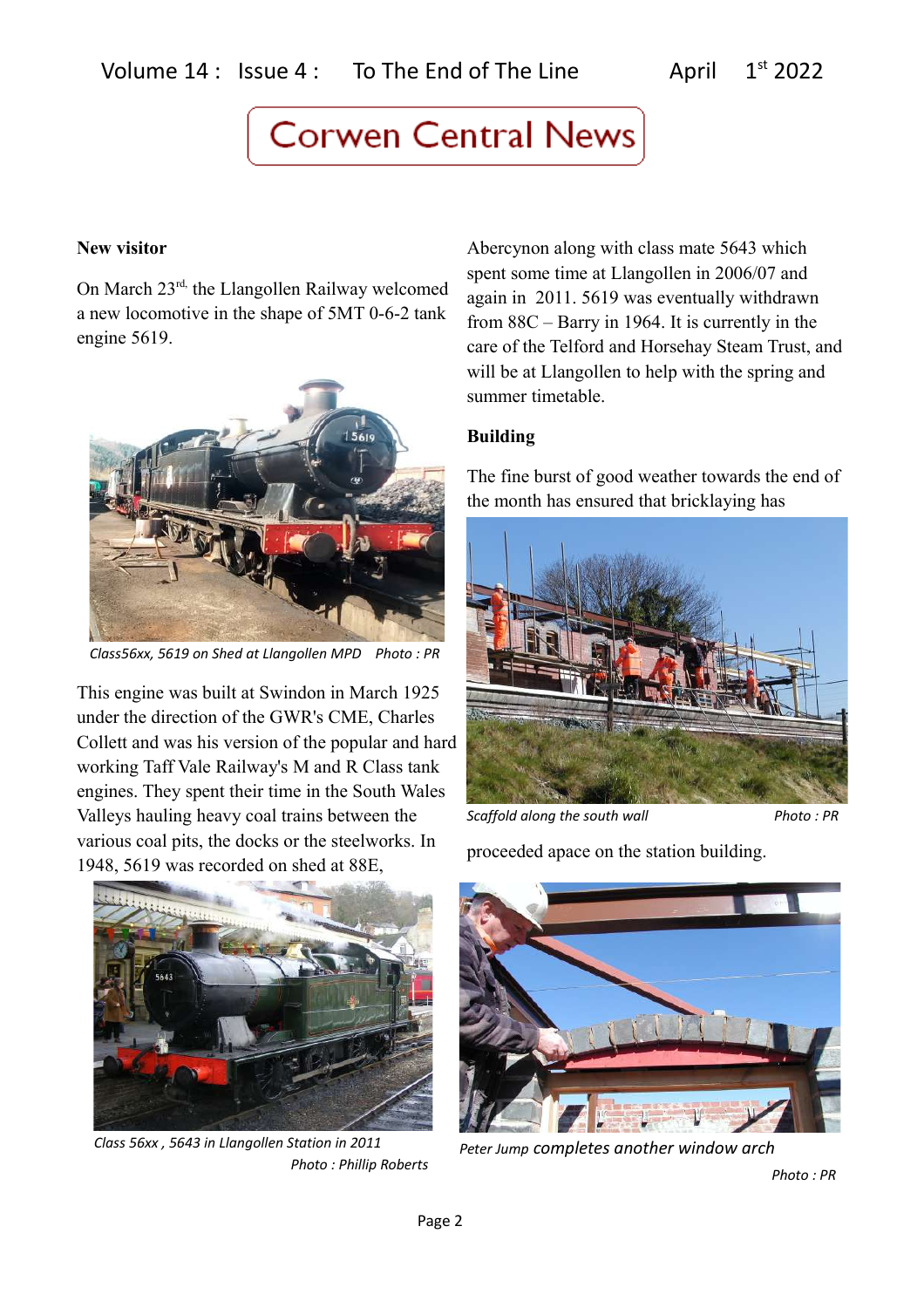## New visitor

On March 23rd, the Llangollen Railway welcomed a new locomotive in the shape of 5MT 0-6-2 tank engine 5619.

*Class56xx, 5619 on Shed at Llangollen MPD   Photo : PR*

This engine was built at Swindon in March 1925 under the direction of the GWR's CME, Charles Collett and was his version of the popular and hard working Taff Vale Railway's M and R Class tank engines. They spent their time in the South Wales Valleys hauling heavy coal trains between the various coal pits, the docks or the steelworks. In 1948, 5619 was recorded on shed at 88E, Abercynon along with class mate 5643 which spent some time at Llangollen in 2006/07 and again in 2011. 5619 was eventually withdrawn from 88C – Barry in 1964. It is currently in the care of the Telford and Horsehay Steam Trust, and will be at Llangollen to help with the spring and summer timetable.

*Class 56xx , 5643 in Llangollen Station in 2011*
*Photo : Phillip Roberts*

## Building

The fine burst of good weather towards the end of the month has ensured that bricklaying has proceeded apace on the station building.

*Scaffold along the south wall   Photo : PR*

*Peter Jump completes another window arch*
*Photo : PR*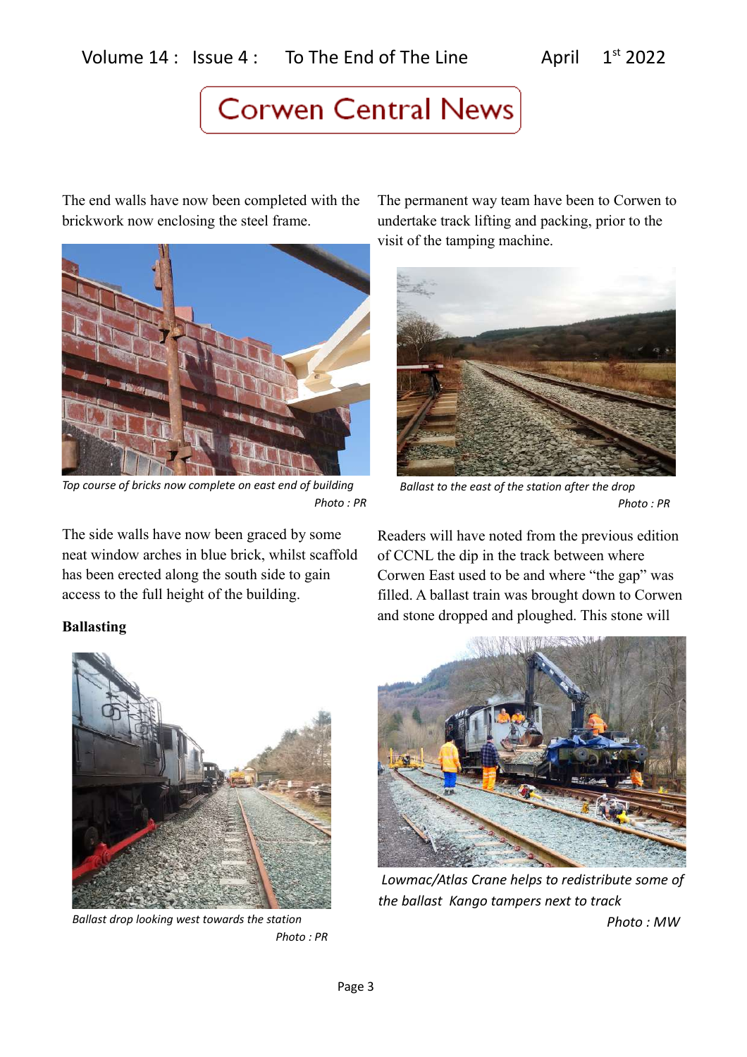# Corwen Central News

The end walls have now been completed with the brickwork now enclosing the steel frame.

*Top course of bricks now complete on east end of building*
*Photo : PR*

The side walls have now been graced by some neat window arches in blue brick, whilst scaffold has been erected along the south side to gain access to the full height of the building.

**Ballasting**

*Ballast drop looking west towards the station*
*Photo : PR*

The permanent way team have been to Corwen to undertake track lifting and packing, prior to the visit of the tamping machine.

*Ballast to the east of the station after the drop*
*Photo : PR*

Readers will have noted from the previous edition of CCNL the dip in the track between where Corwen East used to be and where "the gap" was filled. A ballast train was brought down to Corwen and stone dropped and ploughed. This stone will

*Lowmac/Atlas Crane helps to redistribute some of the ballast Kango tampers next to track*
*Photo : MW*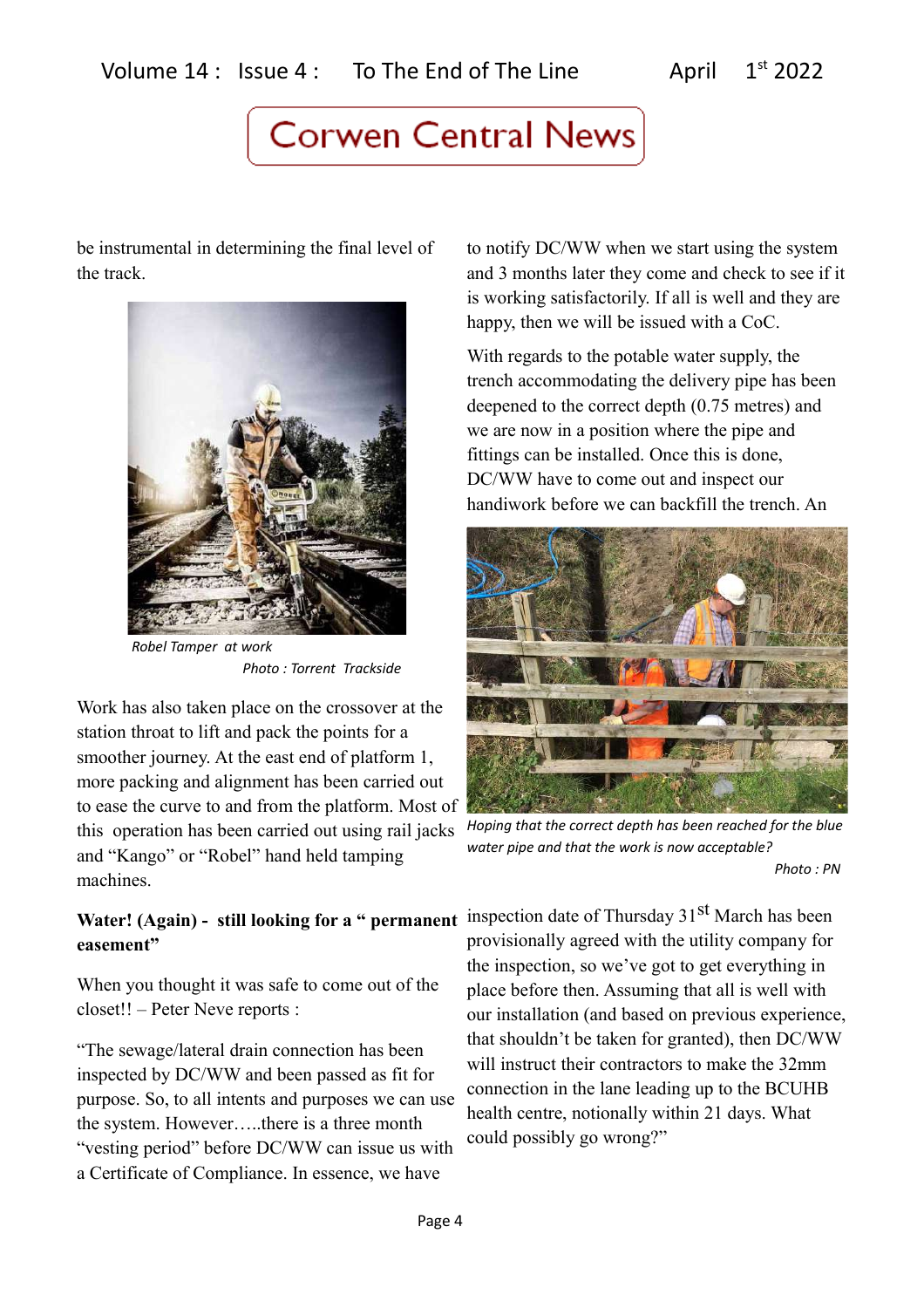be instrumental in determining the final level of the track.

*Robel Tamper at work*

*Photo : Torrent Trackside*

Work has also taken place on the crossover at the station throat to lift and pack the points for a smoother journey. At the east end of platform 1, more packing and alignment has been carried out to ease the curve to and from the platform. Most of this operation has been carried out using rail jacks and "Kango" or "Robel" hand held tamping machines.

**Water! (Again) - still looking for a " permanent easement"**

When you thought it was safe to come out of the closet!! – Peter Neve reports :

"The sewage/lateral drain connection has been inspected by DC/WW and been passed as fit for purpose. So, to all intents and purposes we can use the system. However…..there is a three month "vesting period" before DC/WW can issue us with a Certificate of Compliance. In essence, we have to notify DC/WW when we start using the system and 3 months later they come and check to see if it is working satisfactorily. If all is well and they are happy, then we will be issued with a CoC.

With regards to the potable water supply, the trench accommodating the delivery pipe has been deepened to the correct depth (0.75 metres) and we are now in a position where the pipe and fittings can be installed. Once this is done, DC/WW have to come out and inspect our handiwork before we can backfill the trench. An inspection date of Thursday 31st March has been provisionally agreed with the utility company for the inspection, so we've got to get everything in place before then. Assuming that all is well with our installation (and based on previous experience, that shouldn't be taken for granted), then DC/WW will instruct their contractors to make the 32mm connection in the lane leading up to the BCUHB health centre, notionally within 21 days. What could possibly go wrong?"

*Hoping that the correct depth has been reached for the blue water pipe and that the work is now acceptable?*

*Photo : PN*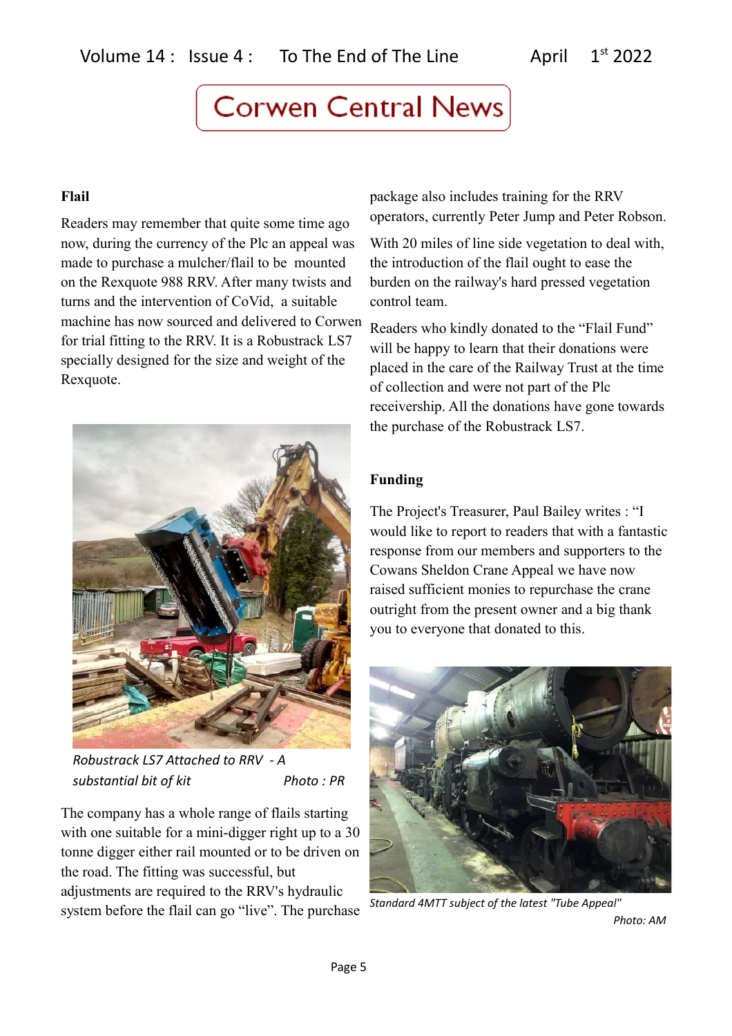## Flail

Readers may remember that quite some time ago now, during the currency of the Plc an appeal was made to purchase a mulcher/flail to be mounted on the Rexquote 988 RRV. After many twists and turns and the intervention of CoVid, a suitable machine has now sourced and delivered to Corwen for trial fitting to the RRV. It is a Robustrack LS7 specially designed for the size and weight of the Rexquote.

*Robustrack LS7 Attached to RRV - A substantial bit of kit* *Photo : PR*

The company has a whole range of flails starting with one suitable for a mini-digger right up to a 30 tonne digger either rail mounted or to be driven on the road. The fitting was successful, but adjustments are required to the RRV's hydraulic system before the flail can go "live". The purchase package also includes training for the RRV operators, currently Peter Jump and Peter Robson.

With 20 miles of line side vegetation to deal with, the introduction of the flail ought to ease the burden on the railway's hard pressed vegetation control team.

Readers who kindly donated to the "Flail Fund" will be happy to learn that their donations were placed in the care of the Railway Trust at the time of collection and were not part of the Plc receivership. All the donations have gone towards the purchase of the Robustrack LS7.

## Funding

The Project's Treasurer, Paul Bailey writes : "I would like to report to readers that with a fantastic response from our members and supporters to the Cowans Sheldon Crane Appeal we have now raised sufficient monies to repurchase the crane outright from the present owner and a big thank you to everyone that donated to this.

*Standard 4MTT subject of the latest "Tube Appeal"* *Photo: AM*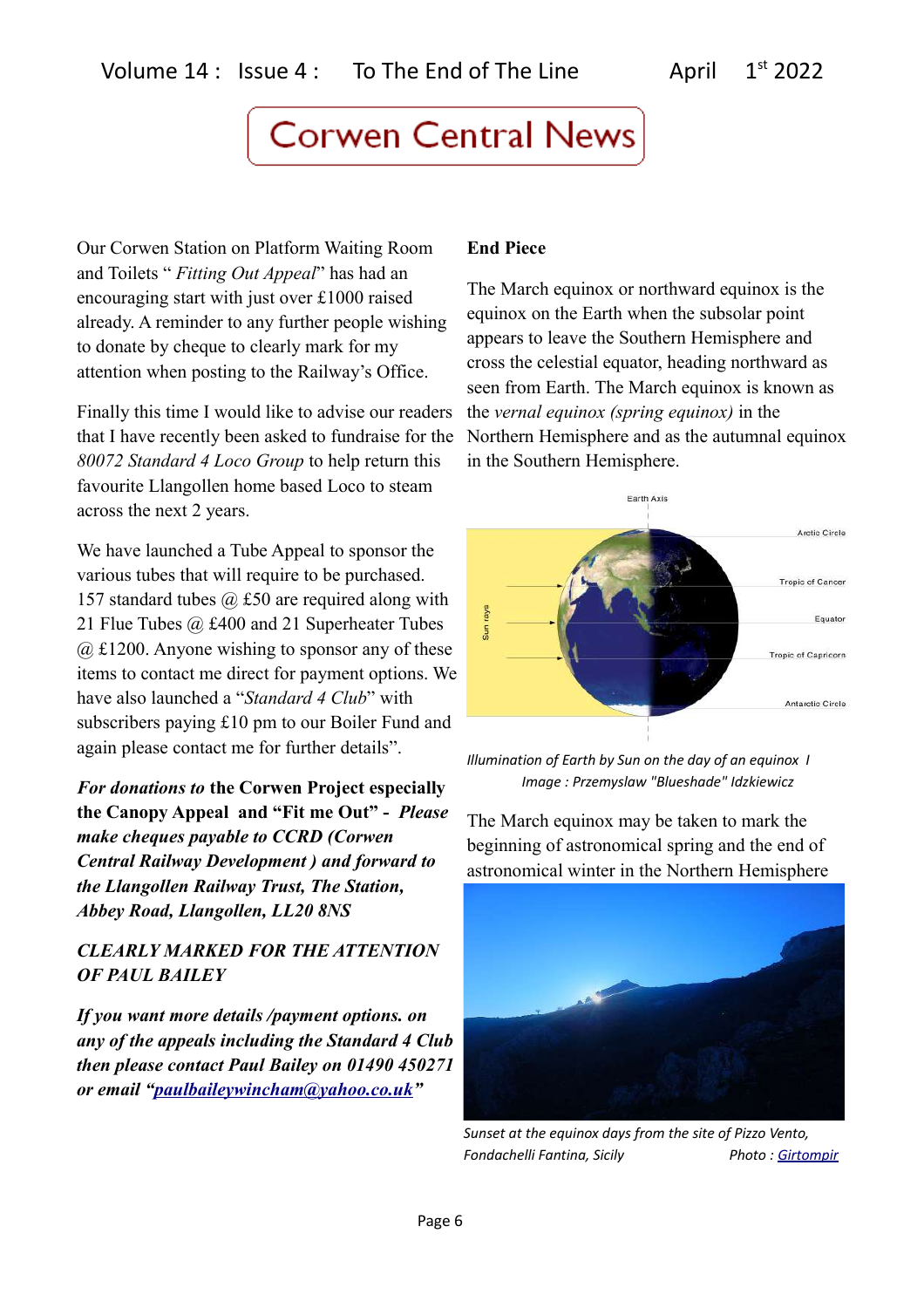# Corwen Central News

Our Corwen Station on Platform Waiting Room and Toilets " *Fitting Out Appeal*" has had an encouraging start with just over £1000 raised already. A reminder to any further people wishing to donate by cheque to clearly mark for my attention when posting to the Railway's Office.

Finally this time I would like to advise our readers that I have recently been asked to fundraise for the *80072 Standard 4 Loco Group* to help return this favourite Llangollen home based Loco to steam across the next 2 years.

We have launched a Tube Appeal to sponsor the various tubes that will require to be purchased. 157 standard tubes @ £50 are required along with 21 Flue Tubes @ £400 and 21 Superheater Tubes @ £1200. Anyone wishing to sponsor any of these items to contact me direct for payment options. We have also launched a "*Standard 4 Club*" with subscribers paying £10 pm to our Boiler Fund and again please contact me for further details".

***For donations to* the Corwen Project especially the Canopy Appeal and "Fit me Out" - *Please make cheques payable to CCRD (Corwen Central Railway Development ) and forward to the Llangollen Railway Trust, The Station, Abbey Road, Llangollen, LL20 8NS***

***CLEARLY MARKED FOR THE ATTENTION OF PAUL BAILEY***

***If you want more details /payment options. on any of the appeals including the Standard 4 Club then please contact Paul Bailey on 01490 450271 or email "paulbaileywincham@yahoo.co.uk"***

**End Piece**

The March equinox or northward equinox is the equinox on the Earth when the subsolar point appears to leave the Southern Hemisphere and cross the celestial equator, heading northward as seen from Earth. The March equinox is known as the *vernal equinox (spring equinox)* in the Northern Hemisphere and as the autumnal equinox in the Southern Hemisphere.

Earth Axis

Arctic Circle

Tropic of Cancer

Equator

Tropic of Capricorn

Antarctic Circle

Sun rays

*Illumination of Earth by Sun on the day of an equinox I Image : Przemyslaw "Blueshade" Idzkiewicz*

The March equinox may be taken to mark the beginning of astronomical spring and the end of astronomical winter in the Northern Hemisphere

*Sunset at the equinox days from the site of Pizzo Vento, Fondachelli Fantina, Sicily Photo : Girtompir*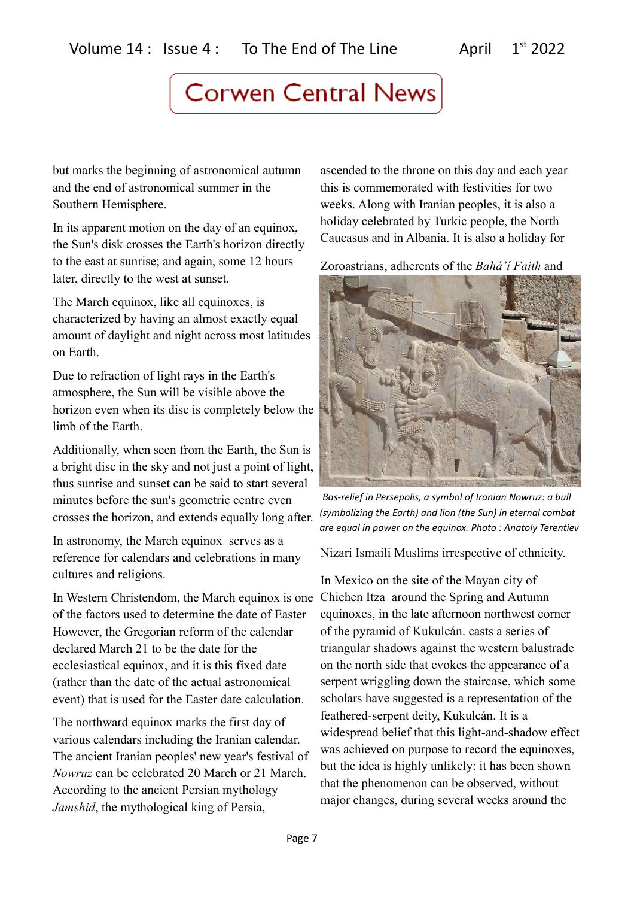but marks the beginning of astronomical autumn and the end of astronomical summer in the Southern Hemisphere.

In its apparent motion on the day of an equinox, the Sun's disk crosses the Earth's horizon directly to the east at sunrise; and again, some 12 hours later, directly to the west at sunset.

The March equinox, like all equinoxes, is characterized by having an almost exactly equal amount of daylight and night across most latitudes on Earth.

Due to refraction of light rays in the Earth's atmosphere, the Sun will be visible above the horizon even when its disc is completely below the limb of the Earth.

Additionally, when seen from the Earth, the Sun is a bright disc in the sky and not just a point of light, thus sunrise and sunset can be said to start several minutes before the sun's geometric centre even crosses the horizon, and extends equally long after.

In astronomy, the March equinox serves as a reference for calendars and celebrations in many cultures and religions.

In Western Christendom, the March equinox is one of the factors used to determine the date of Easter However, the Gregorian reform of the calendar declared March 21 to be the date for the ecclesiastical equinox, and it is this fixed date (rather than the date of the actual astronomical event) that is used for the Easter date calculation.

The northward equinox marks the first day of various calendars including the Iranian calendar. The ancient Iranian peoples' new year's festival of *Nowruz* can be celebrated 20 March or 21 March. According to the ancient Persian mythology *Jamshid*, the mythological king of Persia, ascended to the throne on this day and each year this is commemorated with festivities for two weeks. Along with Iranian peoples, it is also a holiday celebrated by Turkic people, the North Caucasus and in Albania. It is also a holiday for Zoroastrians, adherents of the *Bahá'í Faith* and Nizari Ismaili Muslims irrespective of ethnicity.

*Bas-relief in Persepolis, a symbol of Iranian Nowruz: a bull (symbolizing the Earth) and lion (the Sun) in eternal combat are equal in power on the equinox. Photo : Anatoly Terentiev*

In Mexico on the site of the Mayan city of Chichen Itza around the Spring and Autumn equinoxes, in the late afternoon northwest corner of the pyramid of Kukulcán. casts a series of triangular shadows against the western balustrade on the north side that evokes the appearance of a serpent wriggling down the staircase, which some scholars have suggested is a representation of the feathered-serpent deity, Kukulcán. It is a widespread belief that this light-and-shadow effect was achieved on purpose to record the equinoxes, but the idea is highly unlikely: it has been shown that the phenomenon can be observed, without major changes, during several weeks around the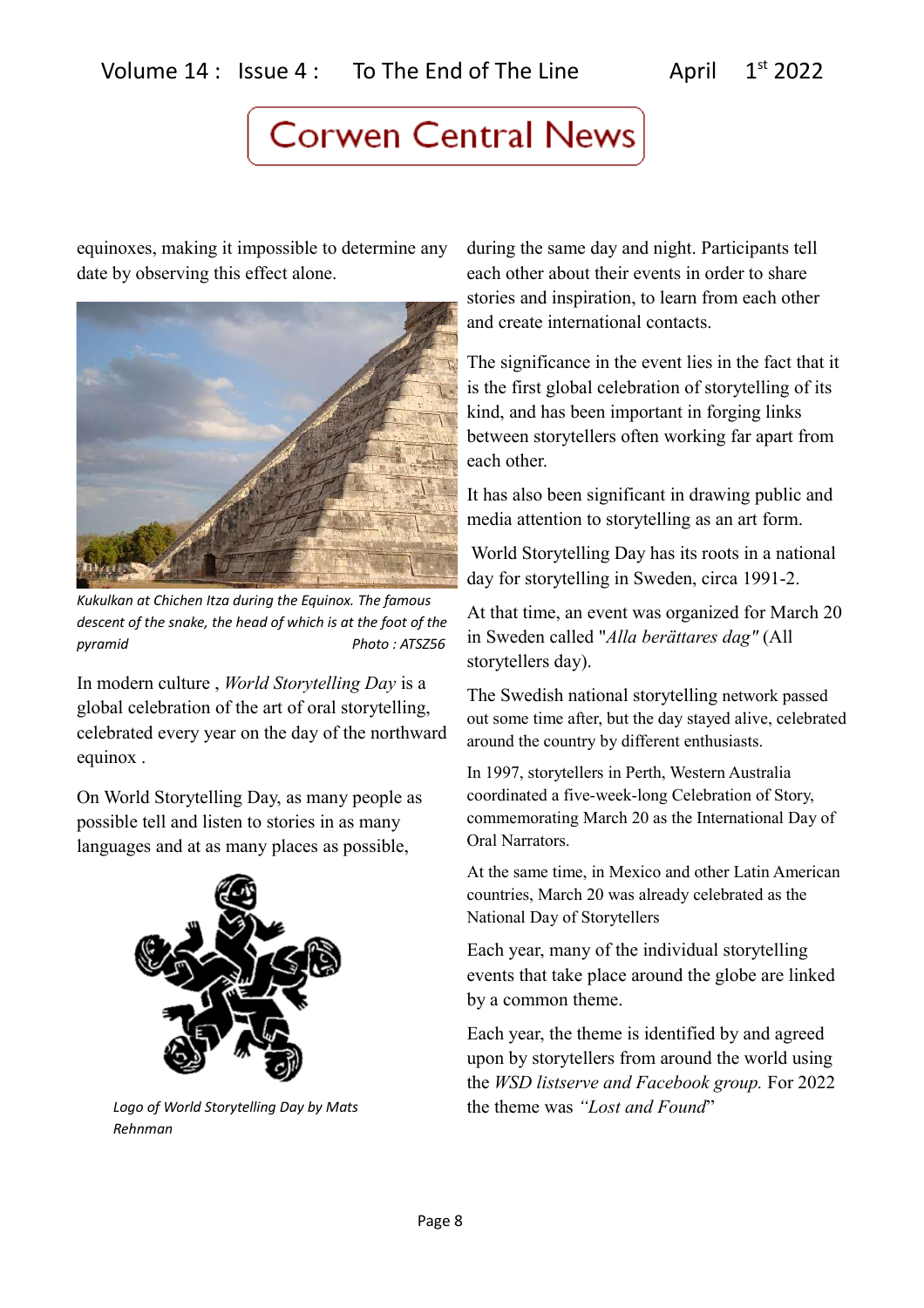equinoxes, making it impossible to determine any date by observing this effect alone.

*Kukulkan at Chichen Itza during the Equinox. The famous descent of the snake, the head of which is at the foot of the pyramid* *Photo : ATSZ56*

In modern culture , *World Storytelling Day* is a global celebration of the art of oral storytelling, celebrated every year on the day of the northward equinox .

On World Storytelling Day, as many people as possible tell and listen to stories in as many languages and at as many places as possible,

*Logo of World Storytelling Day by Mats Rehnman*

during the same day and night. Participants tell each other about their events in order to share stories and inspiration, to learn from each other and create international contacts.

The significance in the event lies in the fact that it is the first global celebration of storytelling of its kind, and has been important in forging links between storytellers often working far apart from each other.

It has also been significant in drawing public and media attention to storytelling as an art form.

World Storytelling Day has its roots in a national day for storytelling in Sweden, circa 1991-2.

At that time, an event was organized for March 20 in Sweden called "*Alla berättares dag"* (All storytellers day).

The Swedish national storytelling network passed out some time after, but the day stayed alive, celebrated around the country by different enthusiasts.

In 1997, storytellers in Perth, Western Australia coordinated a five-week-long Celebration of Story, commemorating March 20 as the International Day of Oral Narrators.

At the same time, in Mexico and other Latin American countries, March 20 was already celebrated as the National Day of Storytellers

Each year, many of the individual storytelling events that take place around the globe are linked by a common theme.

Each year, the theme is identified by and agreed upon by storytellers from around the world using the *WSD listserve and Facebook group.* For 2022 the theme was *"Lost and Found*"